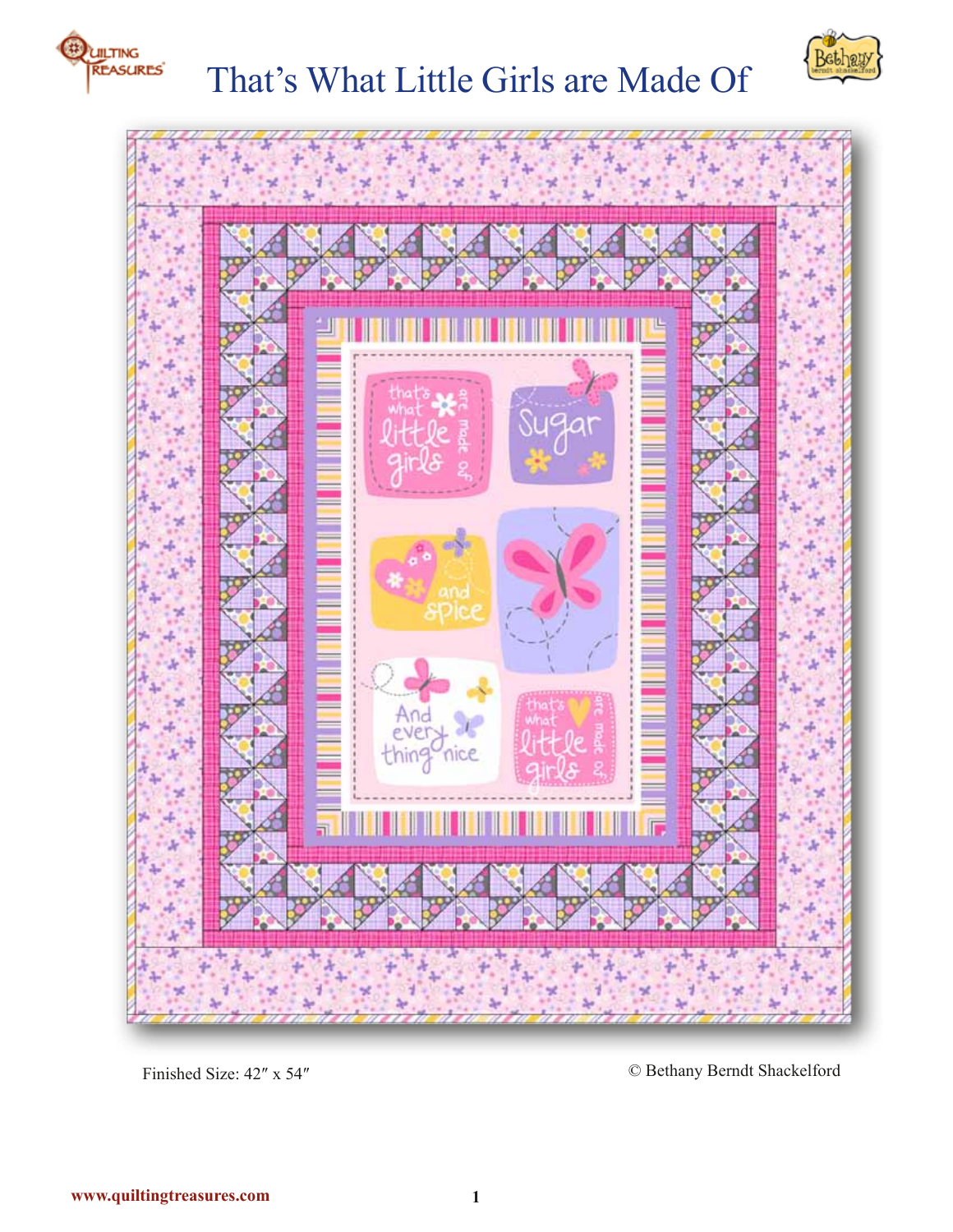# That's What Little Girls are Made Of

Finished Size: 42″ x 54″

© Bethany Berndt Shackelford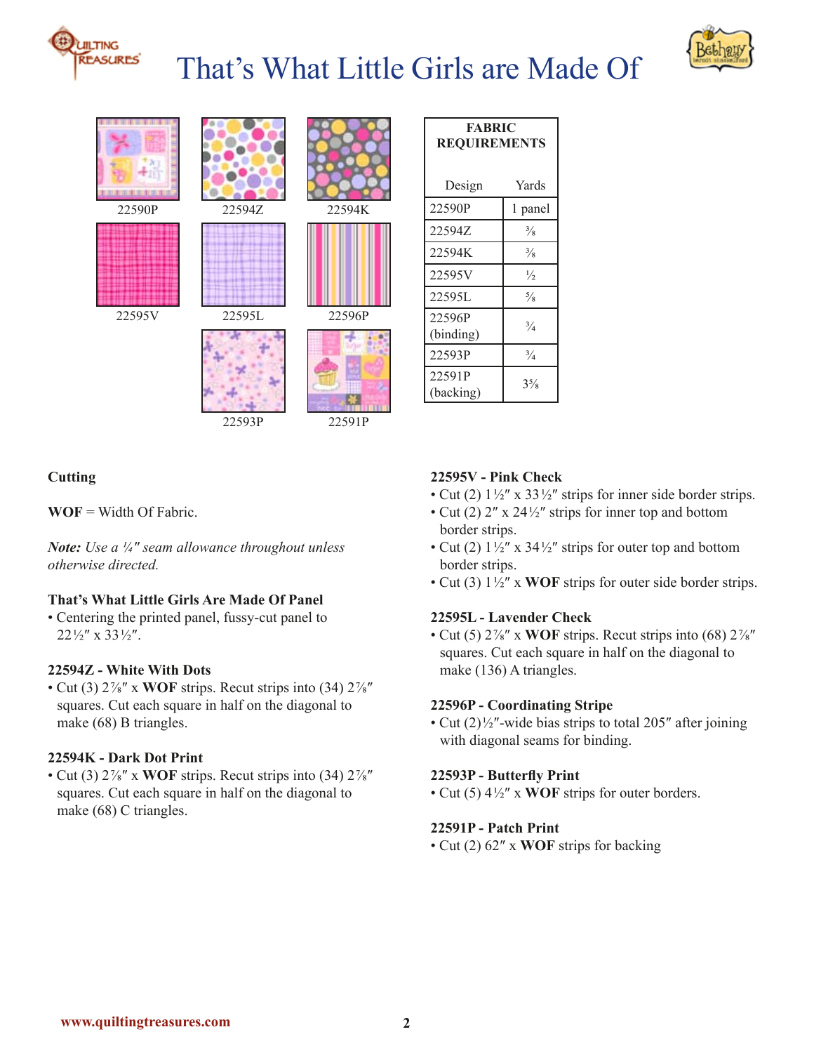# That's What Little Girls are Made Of

22590P

22594Z

22594K

22595V

22595L

22596P

22593P

22591P

| FABRIC REQUIREMENTS | |
|---|---|
| Design | Yards |
| 22590P | 1 panel |
| 22594Z | ⅜ |
| 22594K | ⅜ |
| 22595V | ½ |
| 22595L | ⅝ |
| 22596P (binding) | ¾ |
| 22593P | ¾ |
| 22591P (backing) | 3⅝ |

**Cutting**

**WOF** = Width Of Fabric.

***Note:*** *Use a ¼″ seam allowance throughout unless otherwise directed.*

**That's What Little Girls Are Made Of Panel**

- Centering the printed panel, fussy-cut panel to 22½″ x 33½″.

**22594Z - White With Dots**

- Cut (3) 2⅞″ x **WOF** strips. Recut strips into (34) 2⅞″ squares. Cut each square in half on the diagonal to make (68) B triangles.

**22594K - Dark Dot Print**

- Cut (3) 2⅞″ x **WOF** strips. Recut strips into (34) 2⅞″ squares. Cut each square in half on the diagonal to make (68) C triangles.

**22595V - Pink Check**

- Cut (2) 1½″ x 33½″ strips for inner side border strips.
- Cut (2) 2″ x 24½″ strips for inner top and bottom border strips.
- Cut (2) 1½″ x 34½″ strips for outer top and bottom border strips.
- Cut (3) 1½″ x **WOF** strips for outer side border strips.

**22595L - Lavender Check**

- Cut (5) 2⅞″ x **WOF** strips. Recut strips into (68) 2⅞″ squares. Cut each square in half on the diagonal to make (136) A triangles.

**22596P - Coordinating Stripe**

- Cut (2)½″-wide bias strips to total 205″ after joining with diagonal seams for binding.

**22593P - Butterfly Print**

- Cut (5) 4½″ x **WOF** strips for outer borders.

**22591P - Patch Print**

- Cut (2) 62″ x **WOF** strips for backing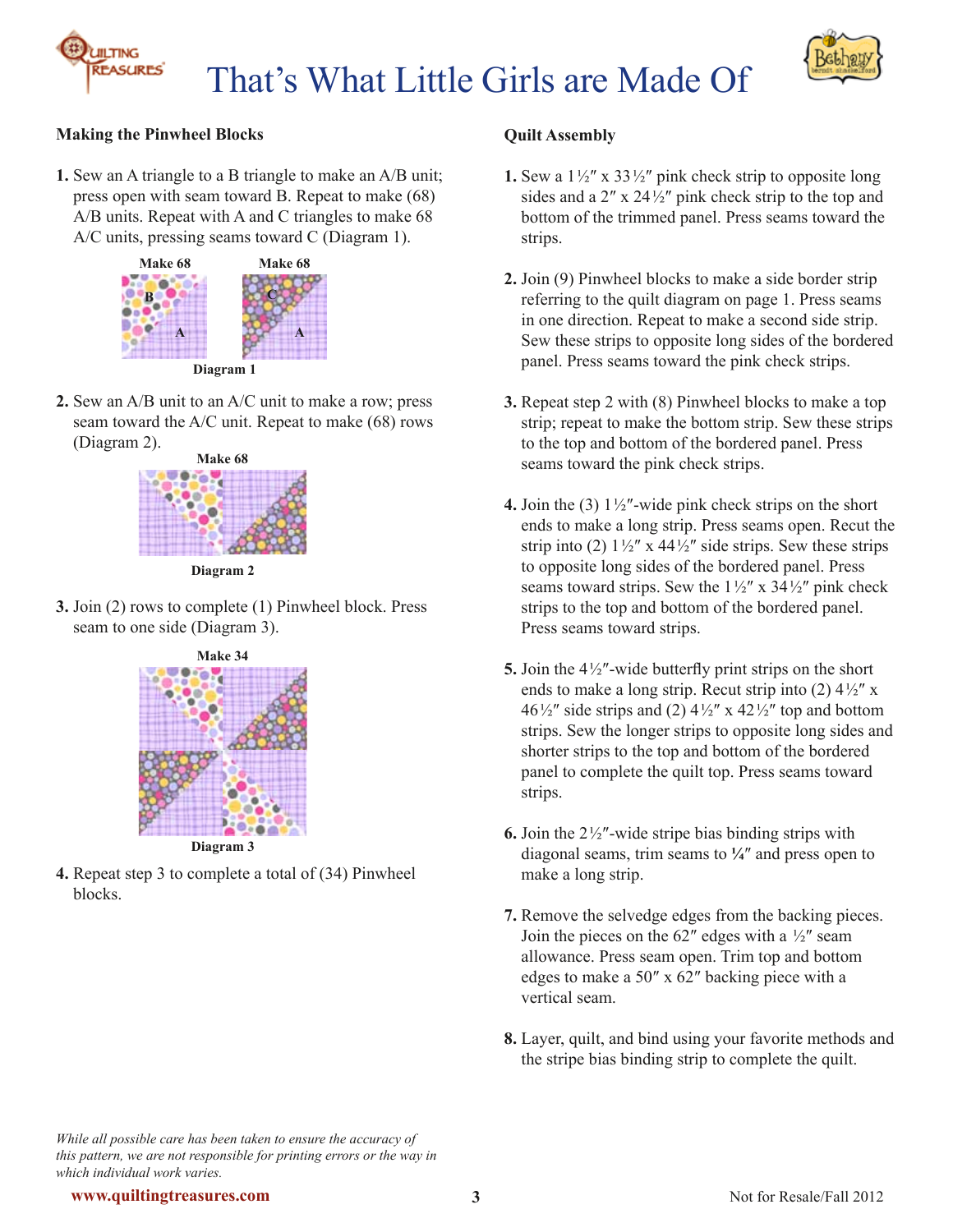# That's What Little Girls are Made Of

### Making the Pinwheel Blocks

1. Sew an A triangle to a B triangle to make an A/B unit; press open with seam toward B. Repeat to make (68) A/B units. Repeat with A and C triangles to make 68 A/C units, pressing seams toward C (Diagram 1).

Make 68 Make 68

B A C A

Diagram 1

2. Sew an A/B unit to an A/C unit to make a row; press seam toward the A/C unit. Repeat to make (68) rows (Diagram 2).

Make 68

Diagram 2

3. Join (2) rows to complete (1) Pinwheel block. Press seam to one side (Diagram 3).

Make 34

Diagram 3

4. Repeat step 3 to complete a total of (34) Pinwheel blocks.

### Quilt Assembly

1. Sew a 1½″ x 33½″ pink check strip to opposite long sides and a 2″ x 24½″ pink check strip to the top and bottom of the trimmed panel. Press seams toward the strips.

2. Join (9) Pinwheel blocks to make a side border strip referring to the quilt diagram on page 1. Press seams in one direction. Repeat to make a second side strip. Sew these strips to opposite long sides of the bordered panel. Press seams toward the pink check strips.

3. Repeat step 2 with (8) Pinwheel blocks to make a top strip; repeat to make the bottom strip. Sew these strips to the top and bottom of the bordered panel. Press seams toward the pink check strips.

4. Join the (3) 1½″-wide pink check strips on the short ends to make a long strip. Press seams open. Recut the strip into (2) 1½″ x 44½″ side strips. Sew these strips to opposite long sides of the bordered panel. Press seams toward strips. Sew the 1½″ x 34½″ pink check strips to the top and bottom of the bordered panel. Press seams toward strips.

5. Join the 4½″-wide butterfly print strips on the short ends to make a long strip. Recut strip into (2) 4½″ x 46½″ side strips and (2) 4½″ x 42½″ top and bottom strips. Sew the longer strips to opposite long sides and shorter strips to the top and bottom of the bordered panel to complete the quilt top. Press seams toward strips.

6. Join the 2½″-wide stripe bias binding strips with diagonal seams, trim seams to **¼″** and press open to make a long strip.

7. Remove the selvedge edges from the backing pieces. Join the pieces on the 62″ edges with a ½″ seam allowance. Press seam open. Trim top and bottom edges to make a 50″ x 62″ backing piece with a vertical seam.

8. Layer, quilt, and bind using your favorite methods and the stripe bias binding strip to complete the quilt.

*While all possible care has been taken to ensure the accuracy of this pattern, we are not responsible for printing errors or the way in which individual work varies.*